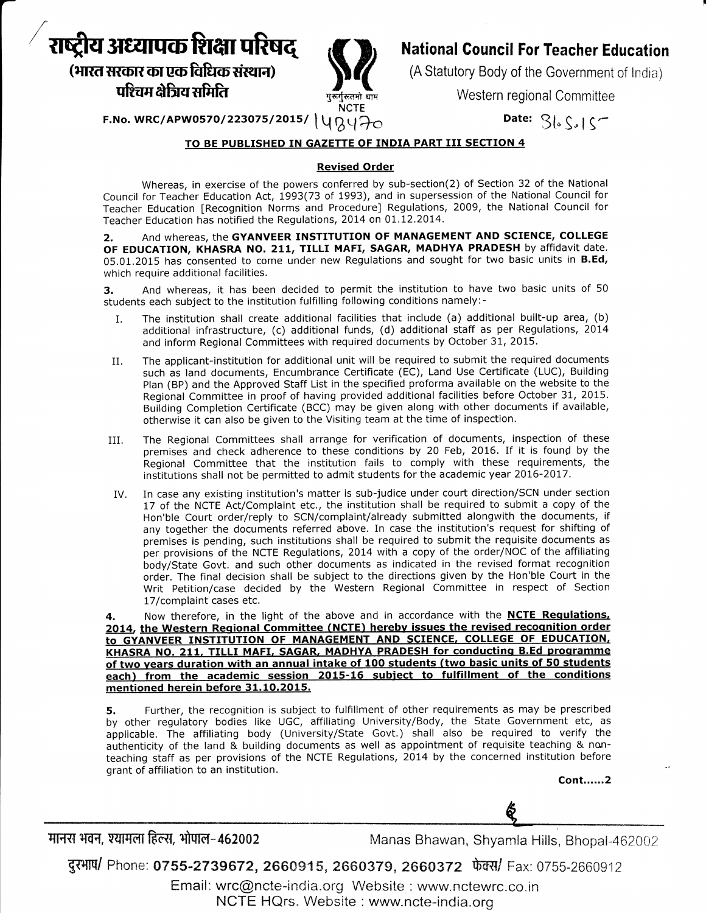# राष्ट्रीय अध्यापक शिक्षा परिषद्

**(भारत सरकार का एक विधिक संस्थान)**

**पश्चिम क्षेत्रिय समिति**

# National Council For Teacher Education

(A Statutory Body of the Government of India)

Western regional Committee

गुरूर्गुरूतमो धाम
NCTE

**F.No. WRC/APW0570/223075/2015/ 148470** **Date: 31.5.15**

**TO BE PUBLISHED IN GAZETTE OF INDIA PART III SECTION 4**

**Revised Order**

Whereas, in exercise of the powers conferred by sub-section(2) of Section 32 of the National Council for Teacher Education Act, 1993(73 of 1993), and in supersession of the National Council for Teacher Education [Recognition Norms and Procedure] Regulations, 2009, the National Council for Teacher Education has notified the Regulations, 2014 on 01.12.2014.

**2.** And whereas, the **GYANVEER INSTITUTION OF MANAGEMENT AND SCIENCE, COLLEGE OF EDUCATION, KHASRA NO. 211, TILLI MAFI, SAGAR, MADHYA PRADESH** by affidavit date. 05.01.2015 has consented to come under new Regulations and sought for two basic units in **B.Ed,** which require additional facilities.

**3.** And whereas, it has been decided to permit the institution to have two basic units of 50 students each subject to the institution fulfilling following conditions namely:-

I. The institution shall create additional facilities that include (a) additional built-up area, (b) additional infrastructure, (c) additional funds, (d) additional staff as per Regulations, 2014 and inform Regional Committees with required documents by October 31, 2015.

II. The applicant-institution for additional unit will be required to submit the required documents such as land documents, Encumbrance Certificate (EC), Land Use Certificate (LUC), Building Plan (BP) and the Approved Staff List in the specified proforma available on the website to the Regional Committee in proof of having provided additional facilities before October 31, 2015. Building Completion Certificate (BCC) may be given along with other documents if available, otherwise it can also be given to the Visiting team at the time of inspection.

III. The Regional Committees shall arrange for verification of documents, inspection of these premises and check adherence to these conditions by 20 Feb, 2016. If it is found by the Regional Committee that the institution fails to comply with these requirements, the institutions shall not be permitted to admit students for the academic year 2016-2017.

IV. In case any existing institution's matter is sub-judice under court direction/SCN under section 17 of the NCTE Act/Complaint etc., the institution shall be required to submit a copy of the Hon'ble Court order/reply to SCN/complaint/already submitted alongwith the documents, if any together the documents referred above. In case the institution's request for shifting of premises is pending, such institutions shall be required to submit the requisite documents as per provisions of the NCTE Regulations, 2014 with a copy of the order/NOC of the affiliating body/State Govt. and such other documents as indicated in the revised format recognition order. The final decision shall be subject to the directions given by the Hon'ble Court in the Writ Petition/case decided by the Western Regional Committee in respect of Section 17/complaint cases etc.

**4.** Now therefore, in the light of the above and in accordance with the **NCTE Regulations, 2014, the Western Regional Committee (NCTE) hereby issues the revised recognition order to GYANVEER INSTITUTION OF MANAGEMENT AND SCIENCE, COLLEGE OF EDUCATION, KHASRA NO. 211, TILLI MAFI, SAGAR, MADHYA PRADESH for conducting B.Ed programme of two years duration with an annual intake of 100 students (two basic units of 50 students each) from the academic session 2015-16 subject to fulfillment of the conditions mentioned herein before 31.10.2015.**

**5.** Further, the recognition is subject to fulfillment of other requirements as may be prescribed by other regulatory bodies like UGC, affiliating University/Body, the State Government etc, as applicable. The affiliating body (University/State Govt.) shall also be required to verify the authenticity of the land & building documents as well as appointment of requisite teaching & non-teaching staff as per provisions of the NCTE Regulations, 2014 by the concerned institution before grant of affiliation to an institution.

**Cont......2**

मानस भवन, श्यामला हिल्स, भोपाल-462002 Manas Bhawan, Shyamla Hills, Bhopal-462002

दुरभाष/ Phone: **0755-2739672, 2660915, 2660379, 2660372** फेक्स/ Fax: 0755-2660912

Email: wrc@ncte-india.org Website : www.nctewrc.co.in

NCTE HQrs. Website : www.ncte-india.org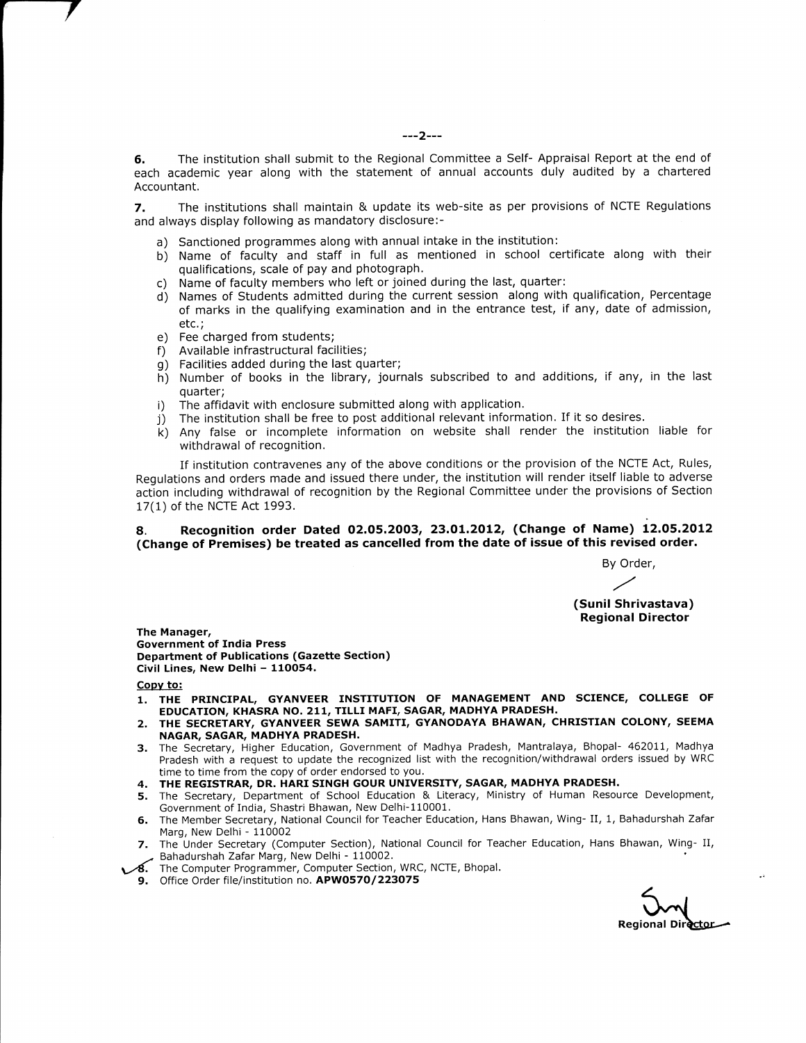6. The institution shall submit to the Regional Committee a Self- Appraisal Report at the end of each academic year along with the statement of annual accounts duly audited by a chartered Accountant.

7. The institutions shall maintain & update its web-site as per provisions of NCTE Regulations and always display following as mandatory disclosure:-

a) Sanctioned programmes along with annual intake in the institution:
b) Name of faculty and staff in full as mentioned in school certificate along with their qualifications, scale of pay and photograph.
c) Name of faculty members who left or joined during the last, quarter:
d) Names of Students admitted during the current session along with qualification, Percentage of marks in the qualifying examination and in the entrance test, if any, date of admission, etc.;
e) Fee charged from students;
f) Available infrastructural facilities;
g) Facilities added during the last quarter;
h) Number of books in the library, journals subscribed to and additions, if any, in the last quarter;
i) The affidavit with enclosure submitted along with application.
j) The institution shall be free to post additional relevant information. If it so desires.
k) Any false or incomplete information on website shall render the institution liable for withdrawal of recognition.

If institution contravenes any of the above conditions or the provision of the NCTE Act, Rules, Regulations and orders made and issued there under, the institution will render itself liable to adverse action including withdrawal of recognition by the Regional Committee under the provisions of Section 17(1) of the NCTE Act 1993.

8. **Recognition order Dated 02.05.2003, 23.01.2012, (Change of Name) 12.05.2012 (Change of Premises) be treated as cancelled from the date of issue of this revised order.**

By Order,

**(Sunil Shrivastava)**
**Regional Director**

**The Manager,**
**Government of India Press**
**Department of Publications (Gazette Section)**
**Civil Lines, New Delhi – 110054.**

**Copy to:**

1. **THE PRINCIPAL, GYANVEER INSTITUTION OF MANAGEMENT AND SCIENCE, COLLEGE OF EDUCATION, KHASRA NO. 211, TILLI MAFI, SAGAR, MADHYA PRADESH.**
2. **THE SECRETARY, GYANVEER SEWA SAMITI, GYANODAYA BHAWAN, CHRISTIAN COLONY, SEEMA NAGAR, SAGAR, MADHYA PRADESH.**
3. The Secretary, Higher Education, Government of Madhya Pradesh, Mantralaya, Bhopal- 462011, Madhya Pradesh with a request to update the recognized list with the recognition/withdrawal orders issued by WRC time to time from the copy of order endorsed to you.
4. **THE REGISTRAR, DR. HARI SINGH GOUR UNIVERSITY, SAGAR, MADHYA PRADESH.**
5. The Secretary, Department of School Education & Literacy, Ministry of Human Resource Development, Government of India, Shastri Bhawan, New Delhi-110001.
6. The Member Secretary, National Council for Teacher Education, Hans Bhawan, Wing- II, 1, Bahadurshah Zafar Marg, New Delhi - 110002
7. The Under Secretary (Computer Section), National Council for Teacher Education, Hans Bhawan, Wing- II, Bahadurshah Zafar Marg, New Delhi - 110002.
8. The Computer Programmer, Computer Section, WRC, NCTE, Bhopal.
9. Office Order file/institution no. **APW0570/223075**

Regional Director